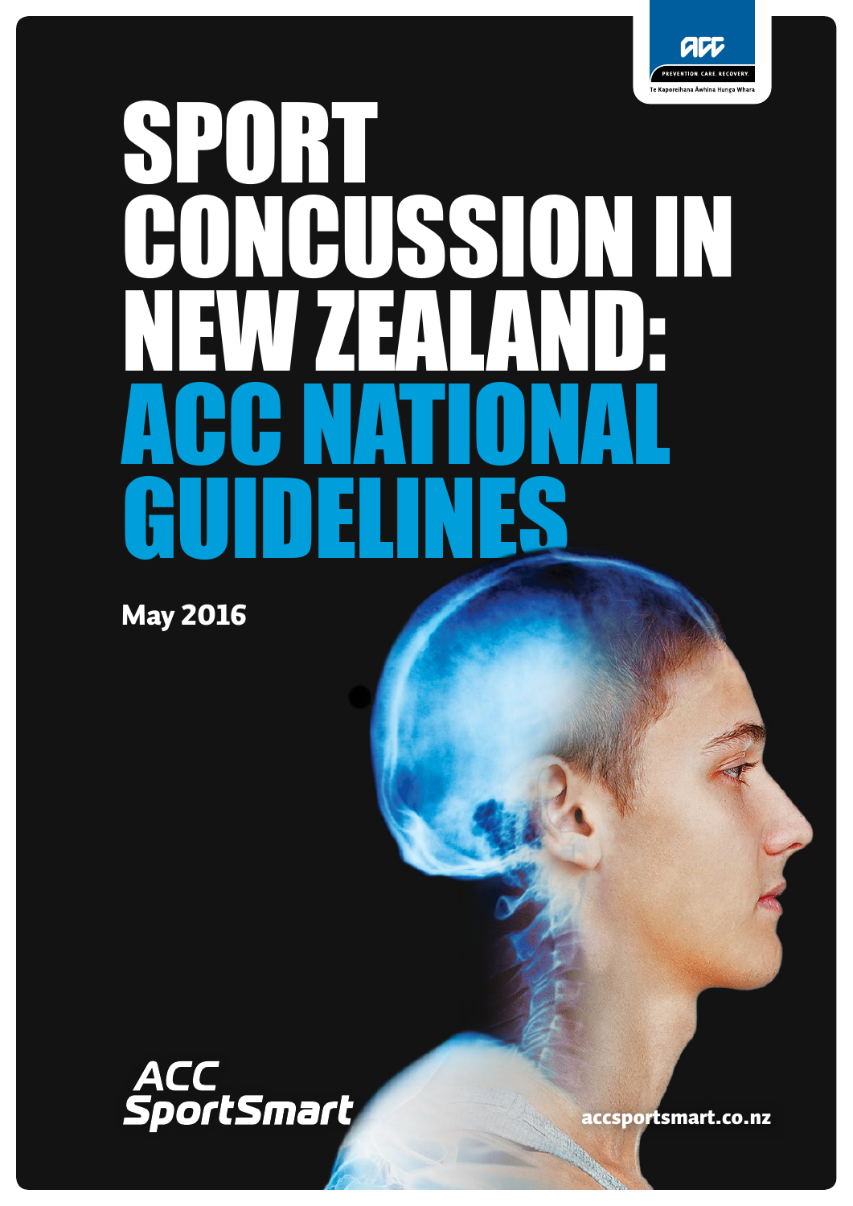# SPORT CONCUSSION IN NEW ZEALAND: ACC NATIONAL GUIDELINES

**May 2016**

ACC SportSmart

accsportsmart.co.nz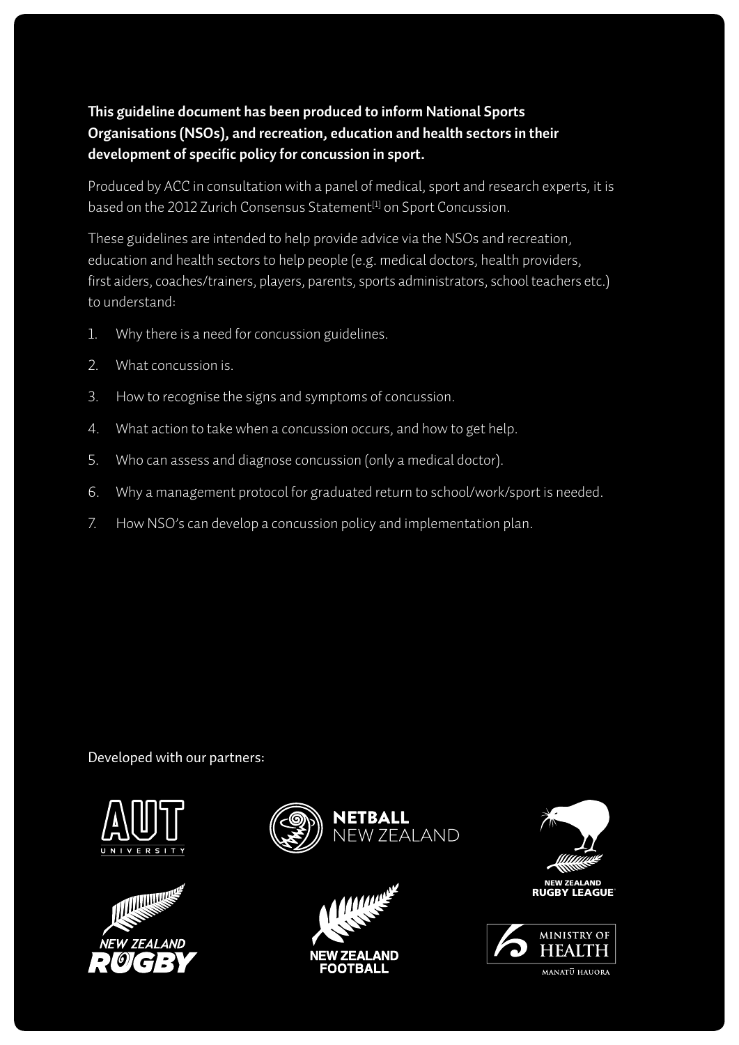**This guideline document has been produced to inform National Sports Organisations (NSOs), and recreation, education and health sectors in their development of specific policy for concussion in sport.**

Produced by ACC in consultation with a panel of medical, sport and research experts, it is based on the 2012 Zurich Consensus Statement[1] on Sport Concussion.

These guidelines are intended to help provide advice via the NSOs and recreation, education and health sectors to help people (e.g. medical doctors, health providers, first aiders, coaches/trainers, players, parents, sports administrators, school teachers etc.) to understand:

1. Why there is a need for concussion guidelines.
2. What concussion is.
3. How to recognise the signs and symptoms of concussion.
4. What action to take when a concussion occurs, and how to get help.
5. Who can assess and diagnose concussion (only a medical doctor).
6. Why a management protocol for graduated return to school/work/sport is needed.
7. How NSO's can develop a concussion policy and implementation plan.

Developed with our partners:

AUT University

Netball New Zealand

New Zealand Rugby League

New Zealand Rugby

New Zealand Football

Ministry of Health Manatū Hauora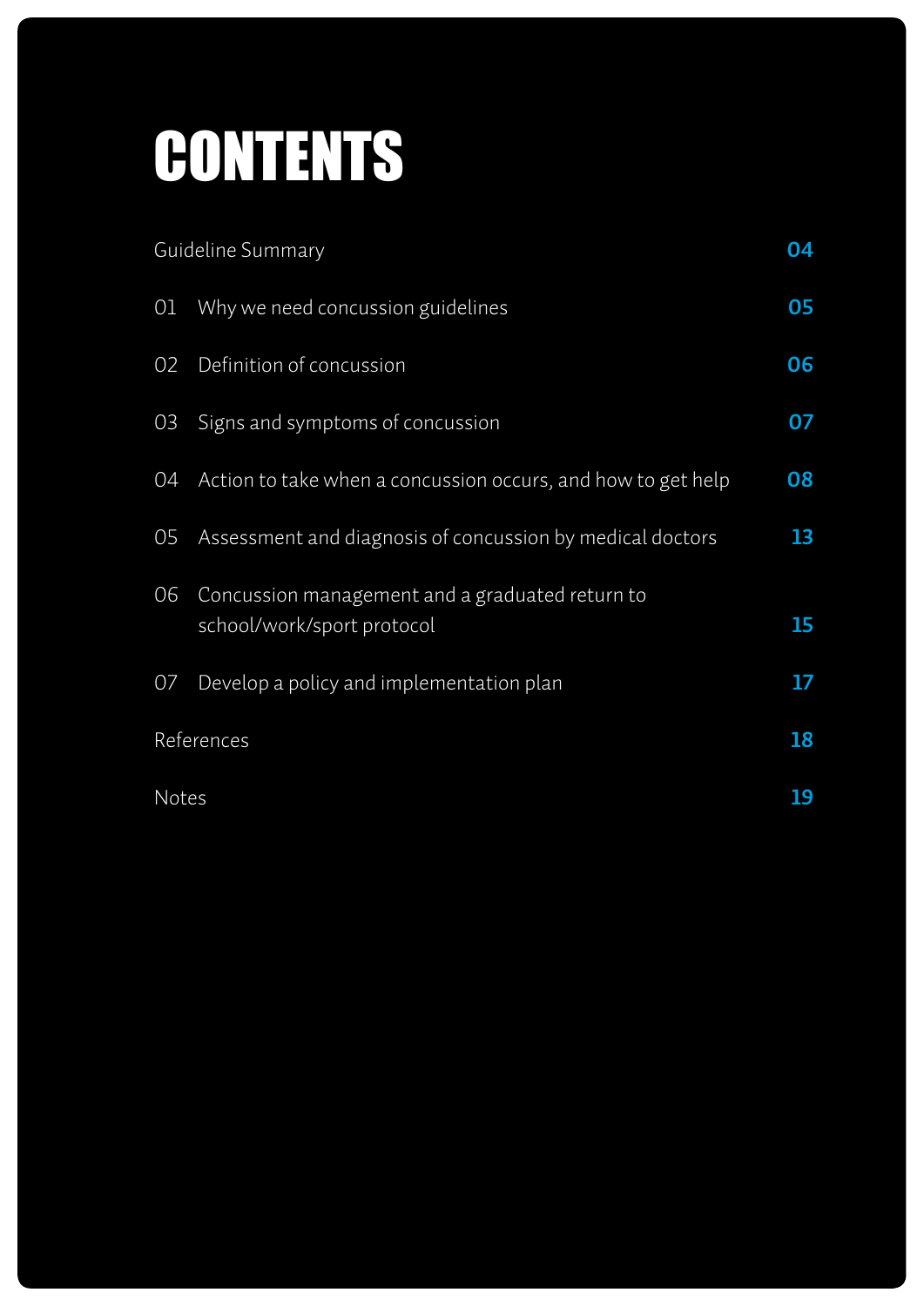# CONTENTS

| | | |
|---|---|---|
| Guideline Summary | | 04 |
| 01 | Why we need concussion guidelines | 05 |
| 02 | Definition of concussion | 06 |
| 03 | Signs and symptoms of concussion | 07 |
| 04 | Action to take when a concussion occurs, and how to get help | 08 |
| 05 | Assessment and diagnosis of concussion by medical doctors | 13 |
| 06 | Concussion management and a graduated return to school/work/sport protocol | 15 |
| 07 | Develop a policy and implementation plan | 17 |
| References | | 18 |
| Notes | | 19 |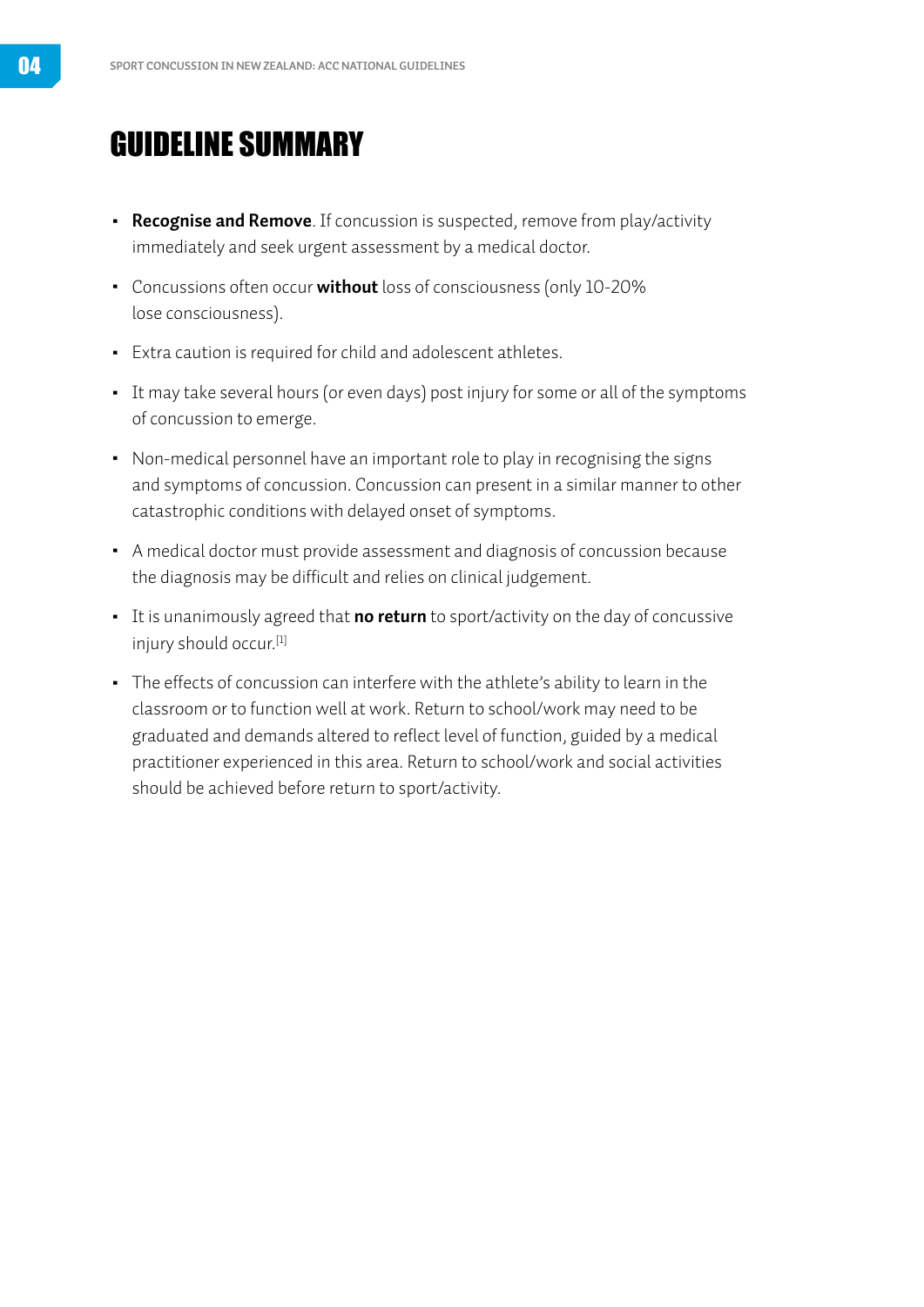# GUIDELINE SUMMARY

- **Recognise and Remove**. If concussion is suspected, remove from play/activity immediately and seek urgent assessment by a medical doctor.
- Concussions often occur **without** loss of consciousness (only 10-20% lose consciousness).
- Extra caution is required for child and adolescent athletes.
- It may take several hours (or even days) post injury for some or all of the symptoms of concussion to emerge.
- Non-medical personnel have an important role to play in recognising the signs and symptoms of concussion. Concussion can present in a similar manner to other catastrophic conditions with delayed onset of symptoms.
- A medical doctor must provide assessment and diagnosis of concussion because the diagnosis may be difficult and relies on clinical judgement.
- It is unanimously agreed that **no return** to sport/activity on the day of concussive injury should occur.[1]
- The effects of concussion can interfere with the athlete's ability to learn in the classroom or to function well at work. Return to school/work may need to be graduated and demands altered to reflect level of function, guided by a medical practitioner experienced in this area. Return to school/work and social activities should be achieved before return to sport/activity.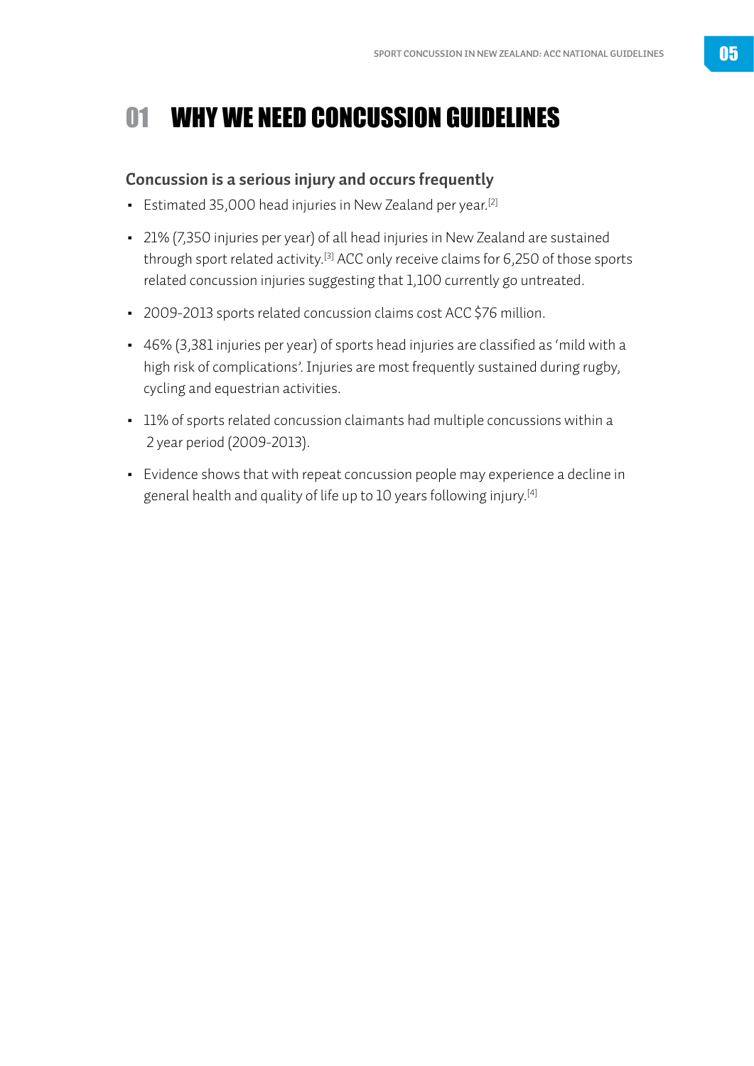# 01 WHY WE NEED CONCUSSION GUIDELINES

## Concussion is a serious injury and occurs frequently

- Estimated 35,000 head injuries in New Zealand per year.[2]
- 21% (7,350 injuries per year) of all head injuries in New Zealand are sustained through sport related activity.[3] ACC only receive claims for 6,250 of those sports related concussion injuries suggesting that 1,100 currently go untreated.
- 2009-2013 sports related concussion claims cost ACC $76 million.
- 46% (3,381 injuries per year) of sports head injuries are classified as 'mild with a high risk of complications'. Injuries are most frequently sustained during rugby, cycling and equestrian activities.
- 11% of sports related concussion claimants had multiple concussions within a 2 year period (2009-2013).
- Evidence shows that with repeat concussion people may experience a decline in general health and quality of life up to 10 years following injury.[4]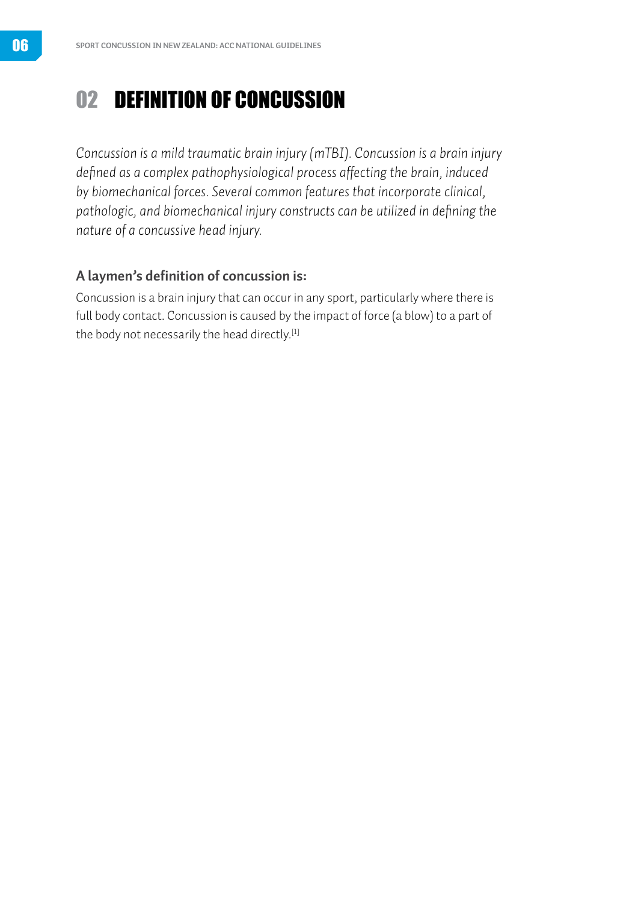# 02 DEFINITION OF CONCUSSION

*Concussion is a mild traumatic brain injury (mTBI). Concussion is a brain injury defined as a complex pathophysiological process affecting the brain, induced by biomechanical forces. Several common features that incorporate clinical, pathologic, and biomechanical injury constructs can be utilized in defining the nature of a concussive head injury.*

### A laymen's definition of concussion is:

Concussion is a brain injury that can occur in any sport, particularly where there is full body contact. Concussion is caused by the impact of force (a blow) to a part of the body not necessarily the head directly.[1]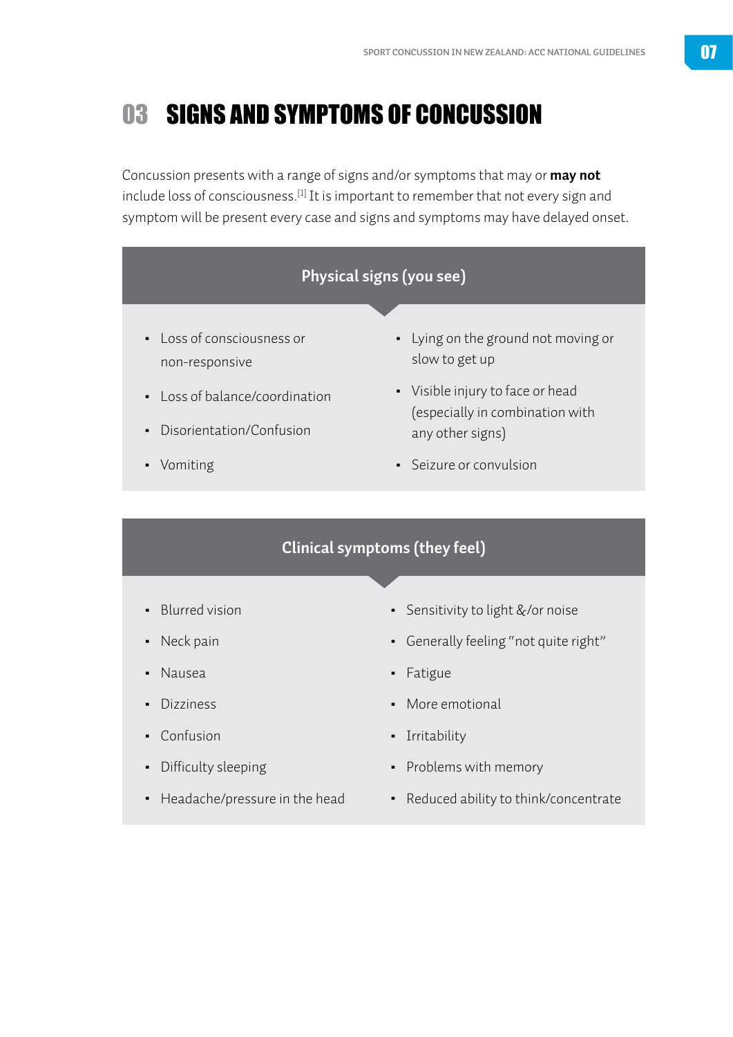# 03 SIGNS AND SYMPTOMS OF CONCUSSION

Concussion presents with a range of signs and/or symptoms that may or **may not** include loss of consciousness.[1] It is important to remember that not every sign and symptom will be present every case and signs and symptoms may have delayed onset.

## Physical signs (you see)

- Loss of consciousness or non-responsive
- Loss of balance/coordination
- Disorientation/Confusion
- Vomiting
- Lying on the ground not moving or slow to get up
- Visible injury to face or head (especially in combination with any other signs)
- Seizure or convulsion

## Clinical symptoms (they feel)

- Blurred vision
- Neck pain
- Nausea
- Dizziness
- Confusion
- Difficulty sleeping
- Headache/pressure in the head
- Sensitivity to light &/or noise
- Generally feeling "not quite right"
- Fatigue
- More emotional
- Irritability
- Problems with memory
- Reduced ability to think/concentrate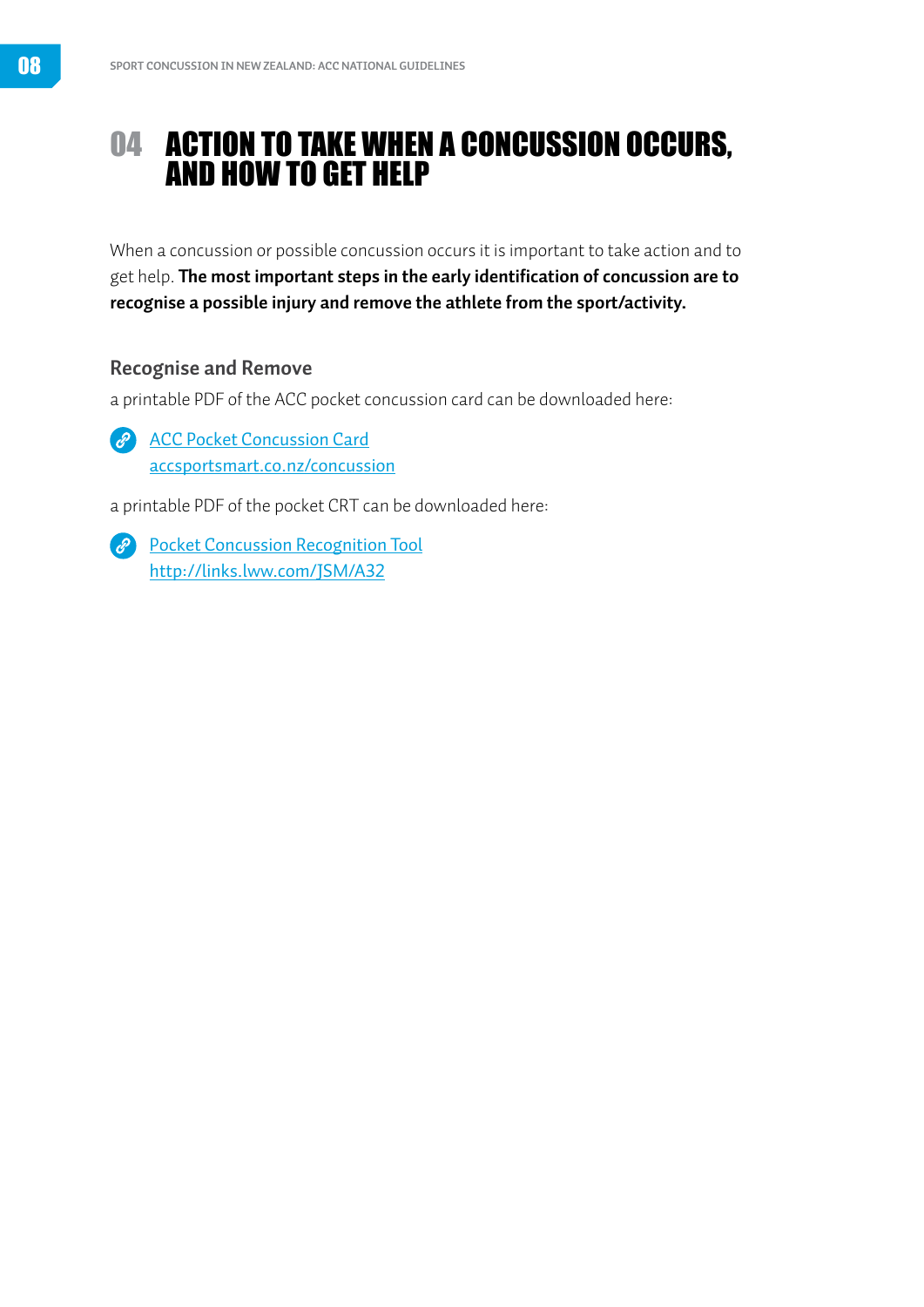# 04 ACTION TO TAKE WHEN A CONCUSSION OCCURS, AND HOW TO GET HELP

When a concussion or possible concussion occurs it is important to take action and to get help. **The most important steps in the early identification of concussion are to recognise a possible injury and remove the athlete from the sport/activity.**

## Recognise and Remove

a printable PDF of the ACC pocket concussion card can be downloaded here:

[ACC Pocket Concussion Card](accsportsmart.co.nz/concussion)
accsportsmart.co.nz/concussion

a printable PDF of the pocket CRT can be downloaded here:

[Pocket Concussion Recognition Tool](http://links.lww.com/JSM/A32)
http://links.lww.com/JSM/A32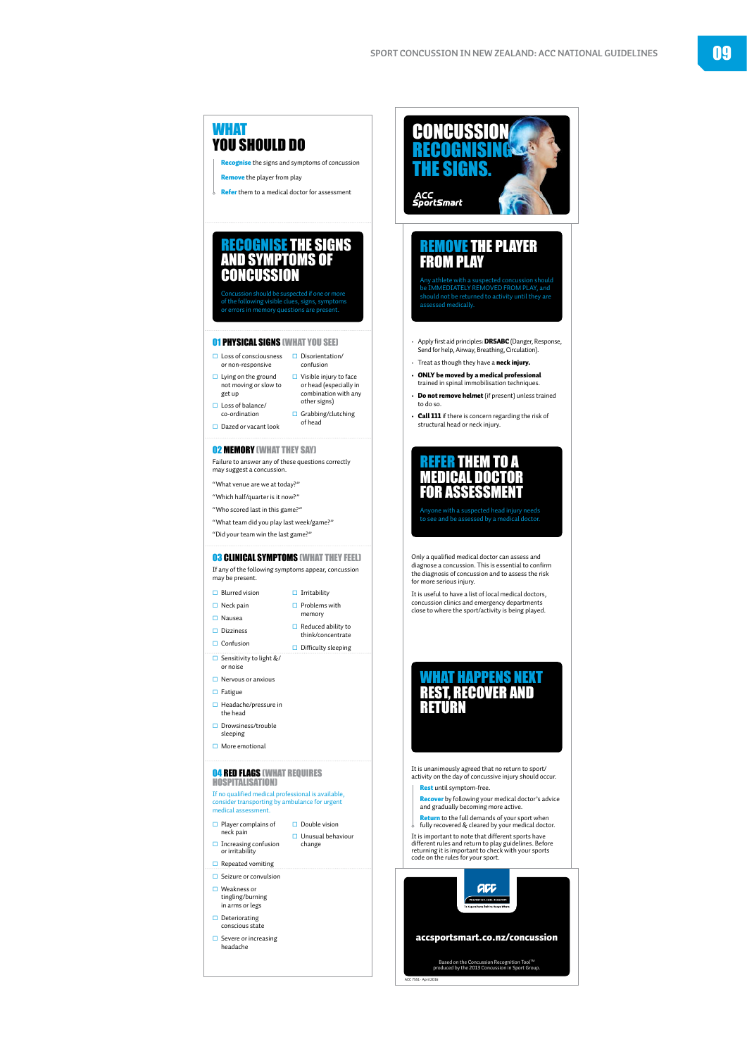# WHAT YOU SHOULD DO

**Recognise** the signs and symptoms of concussion

**Remove** the player from play

**Refer** them to a medical doctor for assessment

## RECOGNISE THE SIGNS AND SYMPTOMS OF CONCUSSION

Concussion should be suspected if one or more of the following visible clues, signs, symptoms or errors in memory questions are present.

### 01 PHYSICAL SIGNS (WHAT YOU SEE)

- ☐ Loss of consciousness or non-responsive
- ☐ Lying on the ground not moving or slow to get up
- ☐ Loss of balance/ co-ordination
- ☐ Dazed or vacant look
- ☐ Disorientation/ confusion
- ☐ Visible injury to face or head (especially in combination with any other signs)
- ☐ Grabbing/clutching of head

### 02 MEMORY (WHAT THEY SAY)

Failure to answer any of these questions correctly may suggest a concussion.

"What venue are we at today?"

"Which half/quarter is it now?"

"Who scored last in this game?"

"What team did you play last week/game?"

"Did your team win the last game?"

### 03 CLINICAL SYMPTOMS (WHAT THEY FEEL)

If any of the following symptoms appear, concussion may be present.

- ☐ Blurred vision
- ☐ Neck pain
- ☐ Nausea
- ☐ Dizziness
- ☐ Confusion
- ☐ Sensitivity to light &/ or noise
- ☐ Nervous or anxious
- ☐ Fatigue
- ☐ Headache/pressure in the head
- ☐ Drowsiness/trouble sleeping
- ☐ More emotional
- ☐ Irritability
- ☐ Problems with memory
- ☐ Reduced ability to think/concentrate
- ☐ Difficulty sleeping

### 04 RED FLAGS (WHAT REQUIRES HOSPITALISATION)

If no qualified medical professional is available, consider transporting by ambulance for urgent medical assessment.

- ☐ Player complains of neck pain
- ☐ Increasing confusion or irritability
- ☐ Repeated vomiting
- ☐ Seizure or convulsion
- ☐ Weakness or tingling/burning in arms or legs
- ☐ Deteriorating conscious state
- ☐ Severe or increasing headache
- ☐ Double vision
- ☐ Unusual behaviour change

# CONCUSSION RECOGNISING THE SIGNS.

ACC SportSmart

## REMOVE THE PLAYER FROM PLAY

Any athlete with a suspected concussion should be IMMEDIATELY REMOVED FROM PLAY, and should not be returned to activity until they are assessed medically.

- Apply first aid principles: **DRSABC** (Danger, Response, Send for help, Airway, Breathing, Circulation).
- Treat as though they have a **neck injury.**
- **ONLY be moved by a medical professional** trained in spinal immobilisation techniques.
- **Do not remove helmet** (if present) unless trained to do so.
- **Call 111** if there is concern regarding the risk of structural head or neck injury.

## REFER THEM TO A MEDICAL DOCTOR FOR ASSESSMENT

Anyone with a suspected head injury needs to see and be assessed by a medical doctor.

Only a qualified medical doctor can assess and diagnose a concussion. This is essential to confirm the diagnosis of concussion and to assess the risk for more serious injury.

It is useful to have a list of local medical doctors, concussion clinics and emergency departments close to where the sport/activity is being played.

## WHAT HAPPENS NEXT REST, RECOVER AND RETURN

It is unanimously agreed that no return to sport/ activity on the day of concussive injury should occur.

**Rest** until symptom-free.

**Recover** by following your medical doctor's advice and gradually becoming more active.

**Return** to the full demands of your sport when fully recovered & cleared by your medical doctor.

It is important to note that different sports have different rules and return to play guidelines. Before returning it is important to check with your sports code on the rules for your sport.

ACC

**accsportsmart.co.nz/concussion**

Based on the Concussion Recognition Tool™ produced by the 2013 Concussion in Sport Group.

ACC 7561 · April 2016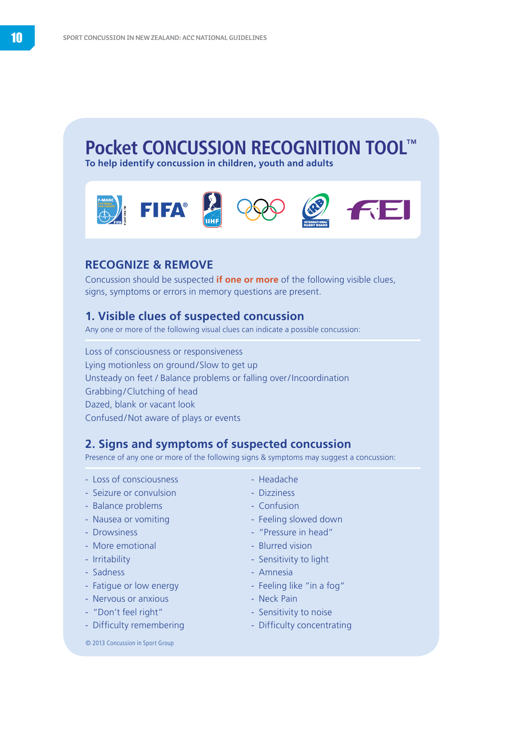# Pocket CONCUSSION RECOGNITION TOOL™

**To help identify concussion in children, youth and adults**

## RECOGNIZE & REMOVE

Concussion should be suspected **if one or more** of the following visible clues, signs, symptoms or errors in memory questions are present.

### 1. Visible clues of suspected concussion

Any one or more of the following visual clues can indicate a possible concussion:

Loss of consciousness or responsiveness
Lying motionless on ground/Slow to get up
Unsteady on feet / Balance problems or falling over/Incoordination
Grabbing/Clutching of head
Dazed, blank or vacant look
Confused/Not aware of plays or events

### 2. Signs and symptoms of suspected concussion

Presence of any one or more of the following signs & symptoms may suggest a concussion:

- Loss of consciousness
- Seizure or convulsion
- Balance problems
- Nausea or vomiting
- Drowsiness
- More emotional
- Irritability
- Sadness
- Fatigue or low energy
- Nervous or anxious
- "Don't feel right"
- Difficulty remembering
- Headache
- Dizziness
- Confusion
- Feeling slowed down
- "Pressure in head"
- Blurred vision
- Sensitivity to light
- Amnesia
- Feeling like "in a fog"
- Neck Pain
- Sensitivity to noise
- Difficulty concentrating

© 2013 Concussion in Sport Group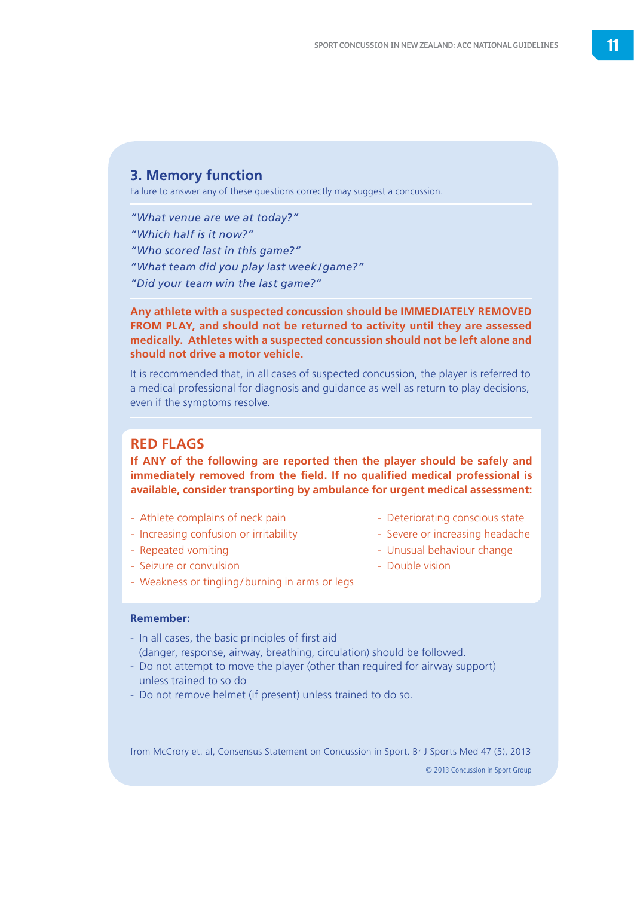## 3. Memory function

Failure to answer any of these questions correctly may suggest a concussion.

*"What venue are we at today?"*
*"Which half is it now?"*
*"Who scored last in this game?"*
*"What team did you play last week/game?"*
*"Did your team win the last game?"*

**Any athlete with a suspected concussion should be IMMEDIATELY REMOVED FROM PLAY, and should not be returned to activity until they are assessed medically. Athletes with a suspected concussion should not be left alone and should not drive a motor vehicle.**

It is recommended that, in all cases of suspected concussion, the player is referred to a medical professional for diagnosis and guidance as well as return to play decisions, even if the symptoms resolve.

## RED FLAGS

**If ANY of the following are reported then the player should be safely and immediately removed from the field. If no qualified medical professional is available, consider transporting by ambulance for urgent medical assessment:**

- Athlete complains of neck pain
- Increasing confusion or irritability
- Repeated vomiting
- Seizure or convulsion
- Weakness or tingling/burning in arms or legs
- Deteriorating conscious state
- Severe or increasing headache
- Unusual behaviour change
- Double vision

**Remember:**

- In all cases, the basic principles of first aid (danger, response, airway, breathing, circulation) should be followed.
- Do not attempt to move the player (other than required for airway support) unless trained to so do
- Do not remove helmet (if present) unless trained to do so.

from McCrory et. al, Consensus Statement on Concussion in Sport. Br J Sports Med 47 (5), 2013

© 2013 Concussion in Sport Group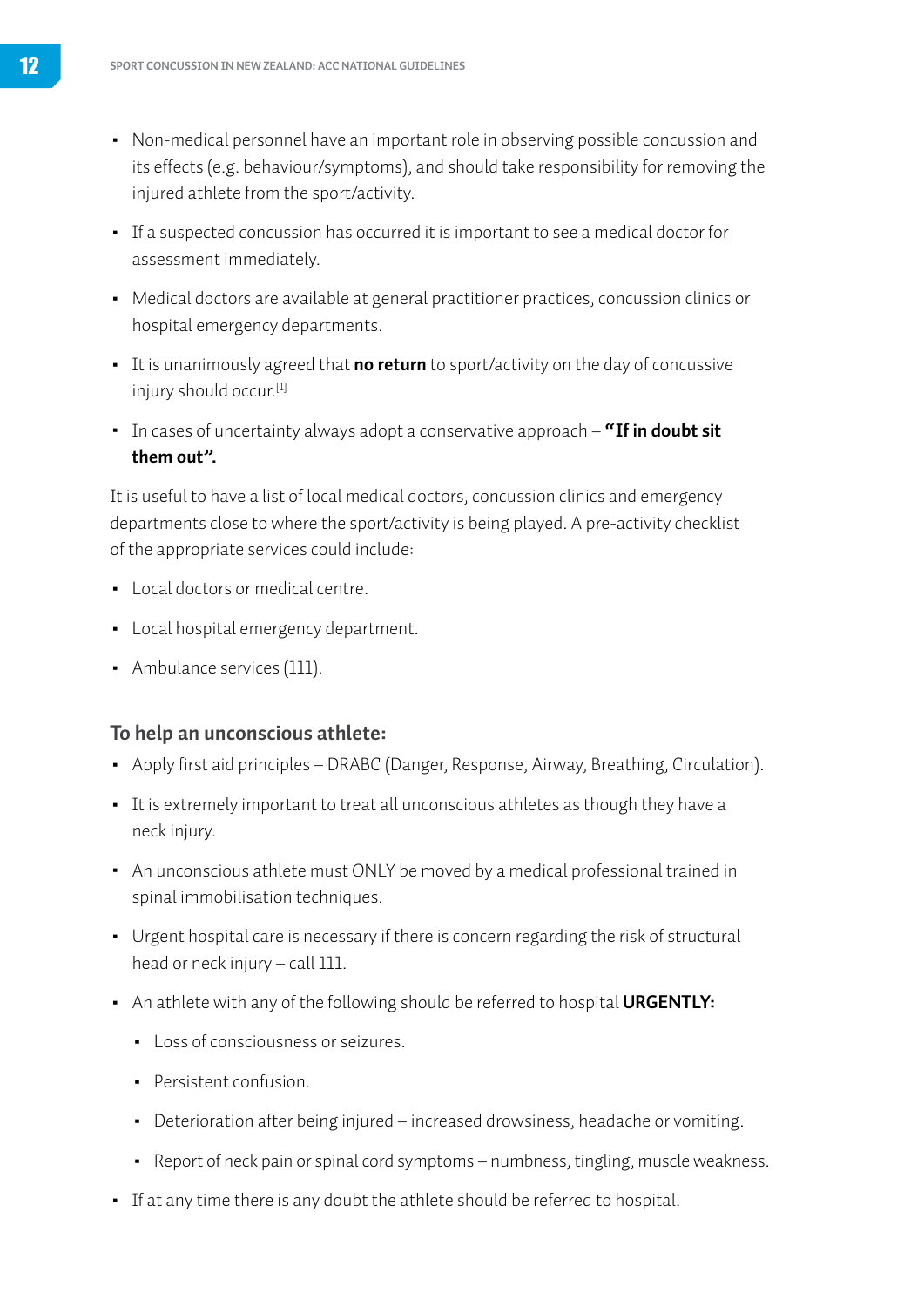- Non-medical personnel have an important role in observing possible concussion and its effects (e.g. behaviour/symptoms), and should take responsibility for removing the injured athlete from the sport/activity.
- If a suspected concussion has occurred it is important to see a medical doctor for assessment immediately.
- Medical doctors are available at general practitioner practices, concussion clinics or hospital emergency departments.
- It is unanimously agreed that **no return** to sport/activity on the day of concussive injury should occur.[1]
- In cases of uncertainty always adopt a conservative approach – **"If in doubt sit them out".**

It is useful to have a list of local medical doctors, concussion clinics and emergency departments close to where the sport/activity is being played. A pre-activity checklist of the appropriate services could include:

- Local doctors or medical centre.
- Local hospital emergency department.
- Ambulance services (111).

### To help an unconscious athlete:

- Apply first aid principles – DRABC (Danger, Response, Airway, Breathing, Circulation).
- It is extremely important to treat all unconscious athletes as though they have a neck injury.
- An unconscious athlete must ONLY be moved by a medical professional trained in spinal immobilisation techniques.
- Urgent hospital care is necessary if there is concern regarding the risk of structural head or neck injury – call 111.
- An athlete with any of the following should be referred to hospital **URGENTLY:**
  - Loss of consciousness or seizures.
  - Persistent confusion.
  - Deterioration after being injured – increased drowsiness, headache or vomiting.
  - Report of neck pain or spinal cord symptoms – numbness, tingling, muscle weakness.
- If at any time there is any doubt the athlete should be referred to hospital.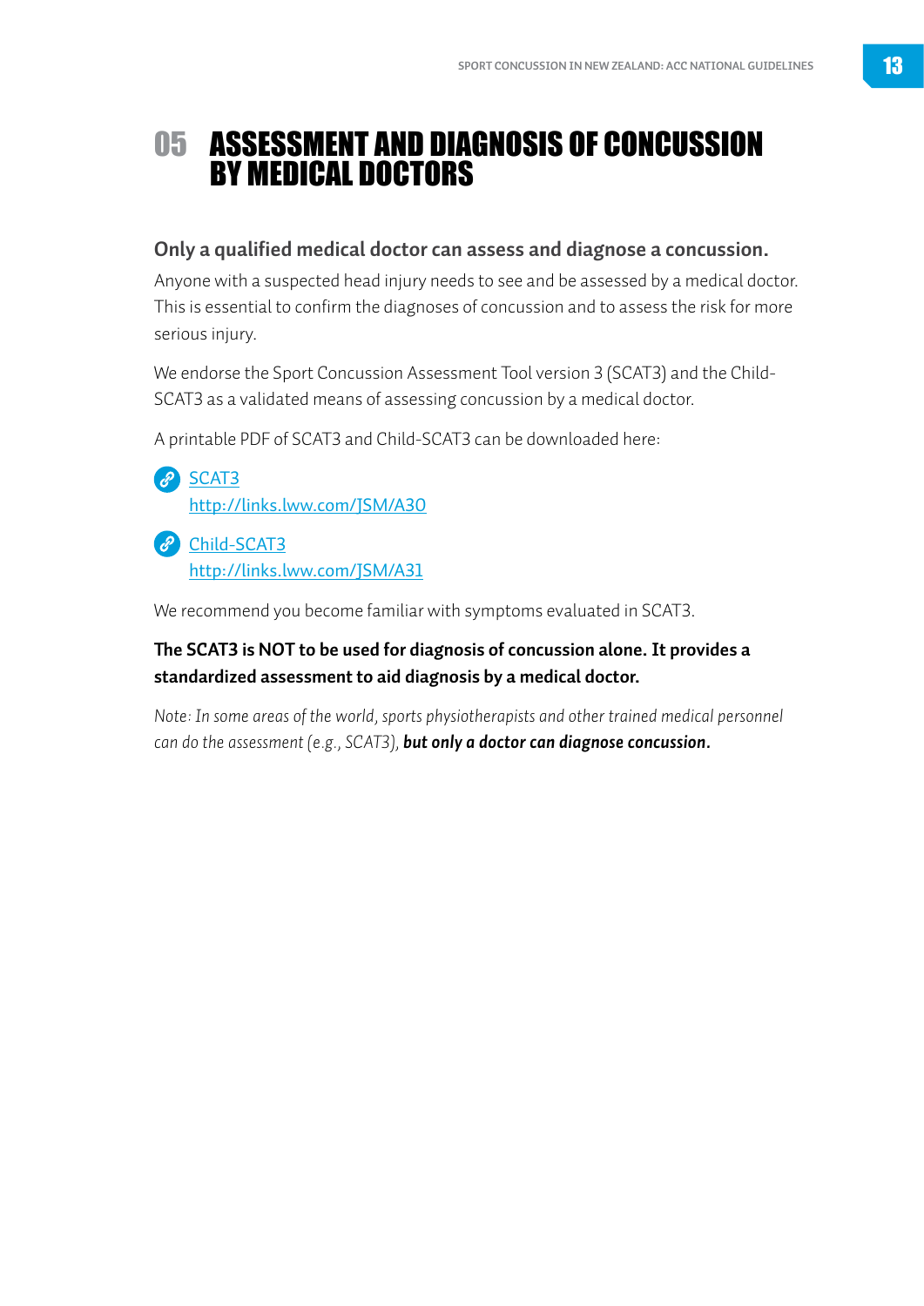# 05 ASSESSMENT AND DIAGNOSIS OF CONCUSSION BY MEDICAL DOCTORS

**Only a qualified medical doctor can assess and diagnose a concussion.**

Anyone with a suspected head injury needs to see and be assessed by a medical doctor. This is essential to confirm the diagnoses of concussion and to assess the risk for more serious injury.

We endorse the Sport Concussion Assessment Tool version 3 (SCAT3) and the Child-SCAT3 as a validated means of assessing concussion by a medical doctor.

A printable PDF of SCAT3 and Child-SCAT3 can be downloaded here:

- [SCAT3](http://links.lww.com/JSM/A30)
  [http://links.lww.com/JSM/A30](http://links.lww.com/JSM/A30)
- [Child-SCAT3](http://links.lww.com/JSM/A31)
  [http://links.lww.com/JSM/A31](http://links.lww.com/JSM/A31)

We recommend you become familiar with symptoms evaluated in SCAT3.

**The SCAT3 is NOT to be used for diagnosis of concussion alone. It provides a standardized assessment to aid diagnosis by a medical doctor.**

*Note: In some areas of the world, sports physiotherapists and other trained medical personnel can do the assessment (e.g., SCAT3),* ***but only a doctor can diagnose concussion.***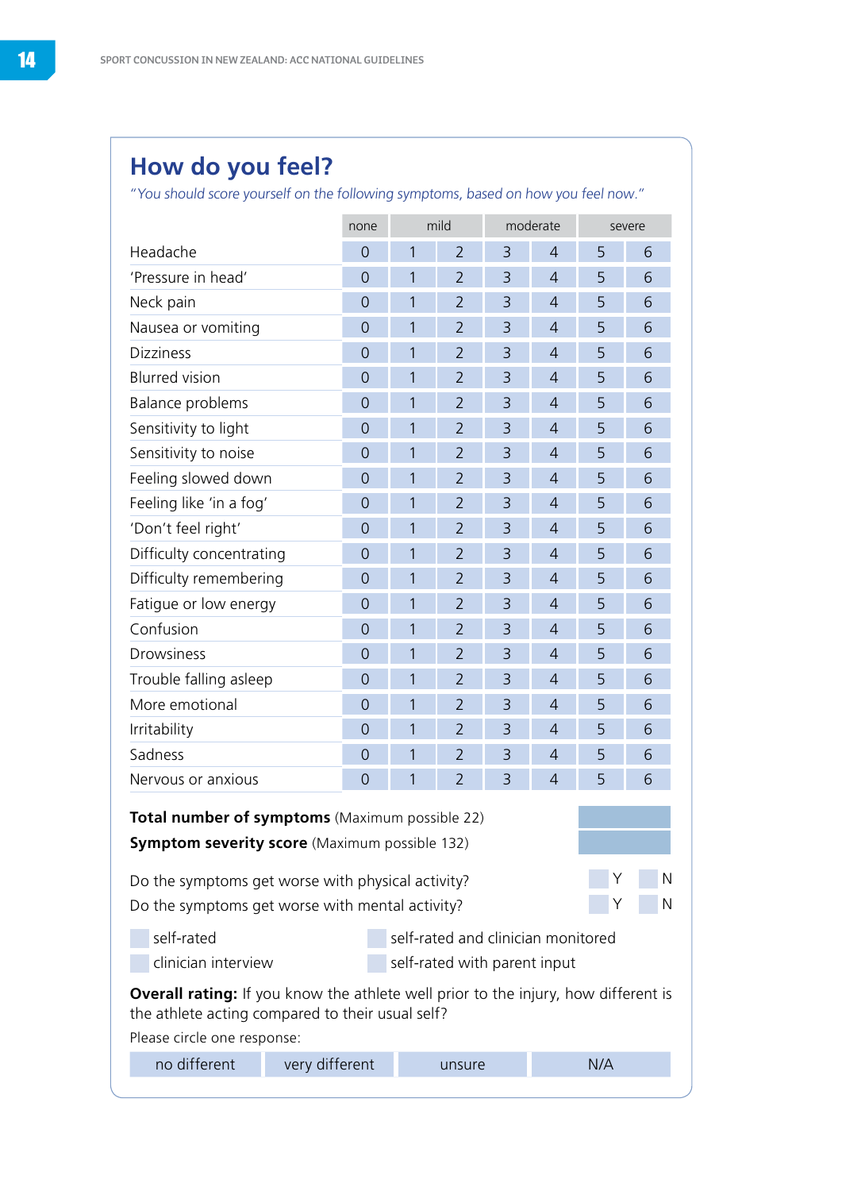## How do you feel?

*"You should score yourself on the following symptoms, based on how you feel now."*

| | none | mild | | moderate | | severe | |
|---|---|---|---|---|---|---|---|
| Headache | 0 | 1 | 2 | 3 | 4 | 5 | 6 |
| 'Pressure in head' | 0 | 1 | 2 | 3 | 4 | 5 | 6 |
| Neck pain | 0 | 1 | 2 | 3 | 4 | 5 | 6 |
| Nausea or vomiting | 0 | 1 | 2 | 3 | 4 | 5 | 6 |
| Dizziness | 0 | 1 | 2 | 3 | 4 | 5 | 6 |
| Blurred vision | 0 | 1 | 2 | 3 | 4 | 5 | 6 |
| Balance problems | 0 | 1 | 2 | 3 | 4 | 5 | 6 |
| Sensitivity to light | 0 | 1 | 2 | 3 | 4 | 5 | 6 |
| Sensitivity to noise | 0 | 1 | 2 | 3 | 4 | 5 | 6 |
| Feeling slowed down | 0 | 1 | 2 | 3 | 4 | 5 | 6 |
| Feeling like 'in a fog' | 0 | 1 | 2 | 3 | 4 | 5 | 6 |
| 'Don't feel right' | 0 | 1 | 2 | 3 | 4 | 5 | 6 |
| Difficulty concentrating | 0 | 1 | 2 | 3 | 4 | 5 | 6 |
| Difficulty remembering | 0 | 1 | 2 | 3 | 4 | 5 | 6 |
| Fatigue or low energy | 0 | 1 | 2 | 3 | 4 | 5 | 6 |
| Confusion | 0 | 1 | 2 | 3 | 4 | 5 | 6 |
| Drowsiness | 0 | 1 | 2 | 3 | 4 | 5 | 6 |
| Trouble falling asleep | 0 | 1 | 2 | 3 | 4 | 5 | 6 |
| More emotional | 0 | 1 | 2 | 3 | 4 | 5 | 6 |
| Irritability | 0 | 1 | 2 | 3 | 4 | 5 | 6 |
| Sadness | 0 | 1 | 2 | 3 | 4 | 5 | 6 |
| Nervous or anxious | 0 | 1 | 2 | 3 | 4 | 5 | 6 |

**Total number of symptoms** (Maximum possible 22)

**Symptom severity score** (Maximum possible 132)

Do the symptoms get worse with physical activity? Y N

Do the symptoms get worse with mental activity? Y N

- self-rated
- self-rated and clinician monitored
- clinician interview
- self-rated with parent input

**Overall rating:** If you know the athlete well prior to the injury, how different is the athlete acting compared to their usual self?

Please circle one response:

| no different | very different | unsure | N/A |
|---|---|---|---|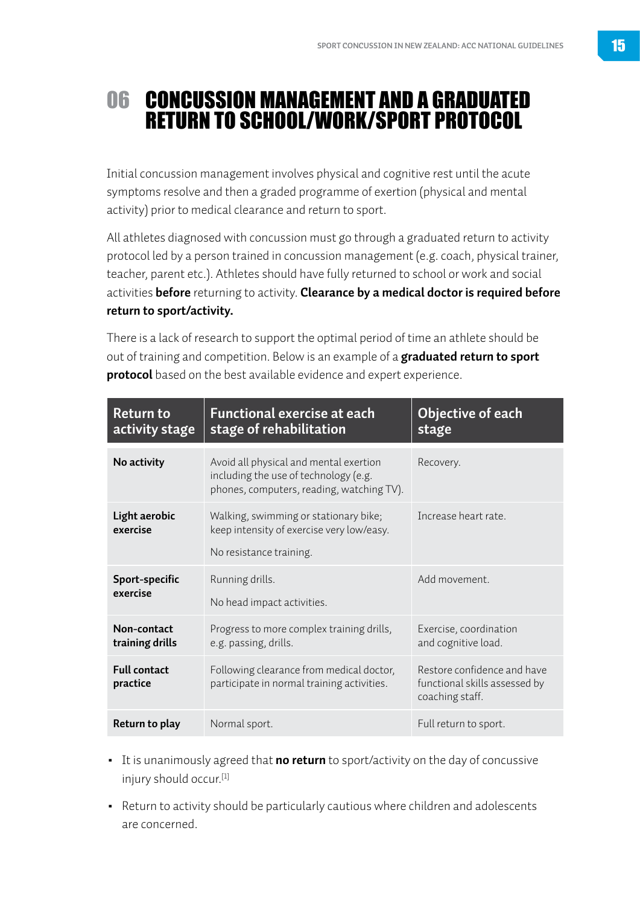# 06 CONCUSSION MANAGEMENT AND A GRADUATED RETURN TO SCHOOL/WORK/SPORT PROTOCOL

Initial concussion management involves physical and cognitive rest until the acute symptoms resolve and then a graded programme of exertion (physical and mental activity) prior to medical clearance and return to sport.

All athletes diagnosed with concussion must go through a graduated return to activity protocol led by a person trained in concussion management (e.g. coach, physical trainer, teacher, parent etc.). Athletes should have fully returned to school or work and social activities **before** returning to activity. **Clearance by a medical doctor is required before return to sport/activity.**

There is a lack of research to support the optimal period of time an athlete should be out of training and competition. Below is an example of a **graduated return to sport protocol** based on the best available evidence and expert experience.

| Return to activity stage | Functional exercise at each stage of rehabilitation | Objective of each stage |
|---|---|---|
| **No activity** | Avoid all physical and mental exertion including the use of technology (e.g. phones, computers, reading, watching TV). | Recovery. |
| **Light aerobic exercise** | Walking, swimming or stationary bike; keep intensity of exercise very low/easy. No resistance training. | Increase heart rate. |
| **Sport-specific exercise** | Running drills. No head impact activities. | Add movement. |
| **Non-contact training drills** | Progress to more complex training drills, e.g. passing, drills. | Exercise, coordination and cognitive load. |
| **Full contact practice** | Following clearance from medical doctor, participate in normal training activities. | Restore confidence and have functional skills assessed by coaching staff. |
| **Return to play** | Normal sport. | Full return to sport. |

- It is unanimously agreed that **no return** to sport/activity on the day of concussive injury should occur.[1]
- Return to activity should be particularly cautious where children and adolescents are concerned.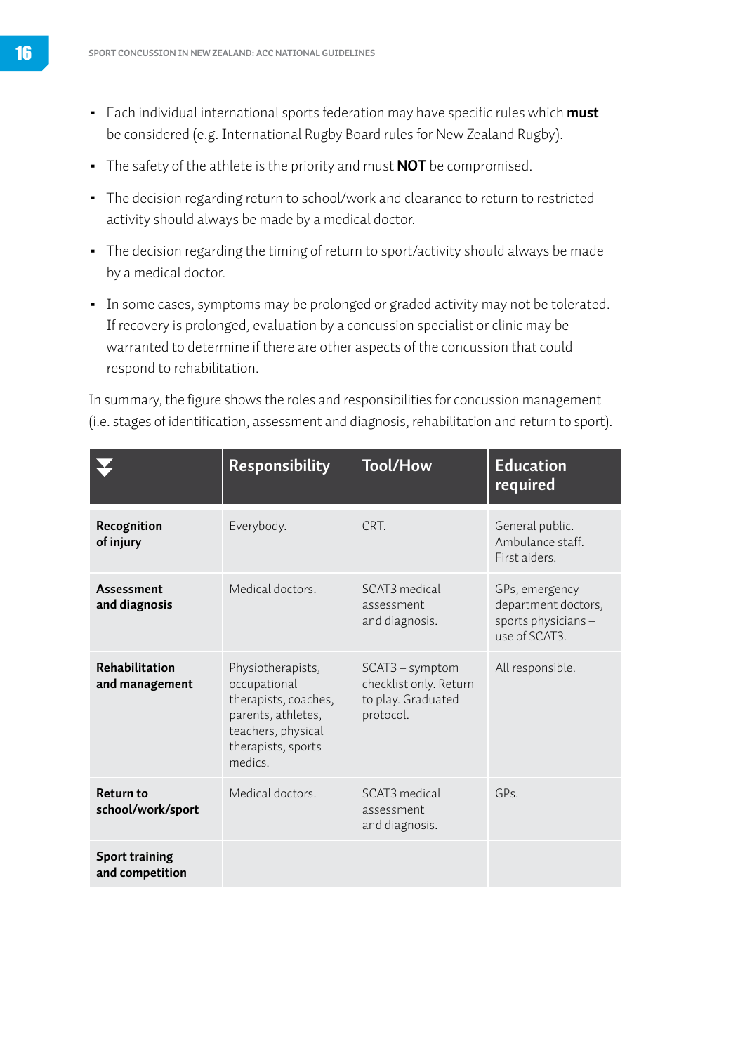- Each individual international sports federation may have specific rules which **must** be considered (e.g. International Rugby Board rules for New Zealand Rugby).
- The safety of the athlete is the priority and must **NOT** be compromised.
- The decision regarding return to school/work and clearance to return to restricted activity should always be made by a medical doctor.
- The decision regarding the timing of return to sport/activity should always be made by a medical doctor.
- In some cases, symptoms may be prolonged or graded activity may not be tolerated. If recovery is prolonged, evaluation by a concussion specialist or clinic may be warranted to determine if there are other aspects of the concussion that could respond to rehabilitation.

In summary, the figure shows the roles and responsibilities for concussion management (i.e. stages of identification, assessment and diagnosis, rehabilitation and return to sport).

| | Responsibility | Tool/How | Education required |
|---|---|---|---|
| **Recognition of injury** | Everybody. | CRT. | General public. Ambulance staff. First aiders. |
| **Assessment and diagnosis** | Medical doctors. | SCAT3 medical assessment and diagnosis. | GPs, emergency department doctors, sports physicians – use of SCAT3. |
| **Rehabilitation and management** | Physiotherapists, occupational therapists, coaches, parents, athletes, teachers, physical therapists, sports medics. | SCAT3 – symptom checklist only. Return to play. Graduated protocol. | All responsible. |
| **Return to school/work/sport** | Medical doctors. | SCAT3 medical assessment and diagnosis. | GPs. |
| **Sport training and competition** | | | |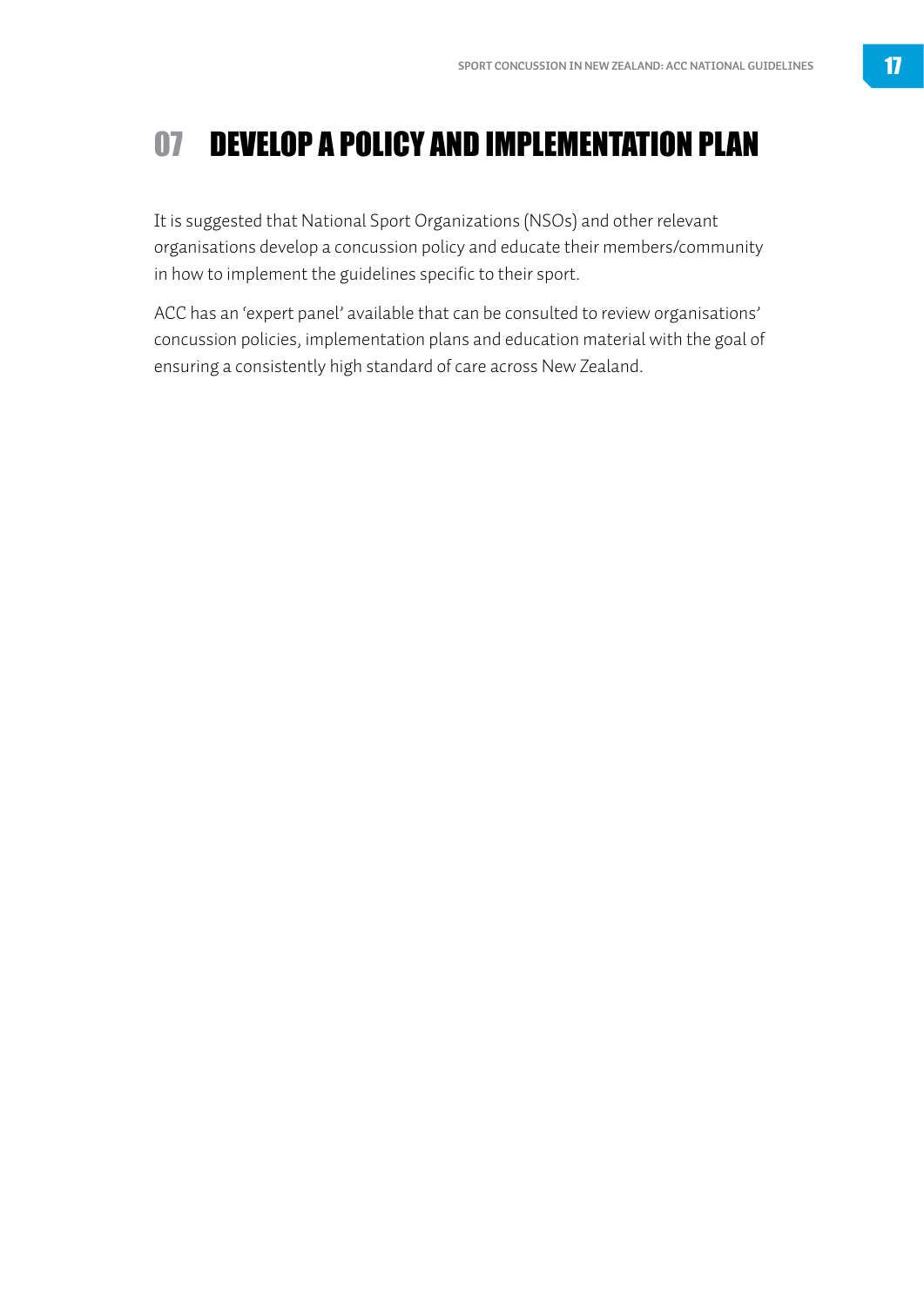# 07 DEVELOP A POLICY AND IMPLEMENTATION PLAN

It is suggested that National Sport Organizations (NSOs) and other relevant organisations develop a concussion policy and educate their members/community in how to implement the guidelines specific to their sport.

ACC has an 'expert panel' available that can be consulted to review organisations' concussion policies, implementation plans and education material with the goal of ensuring a consistently high standard of care across New Zealand.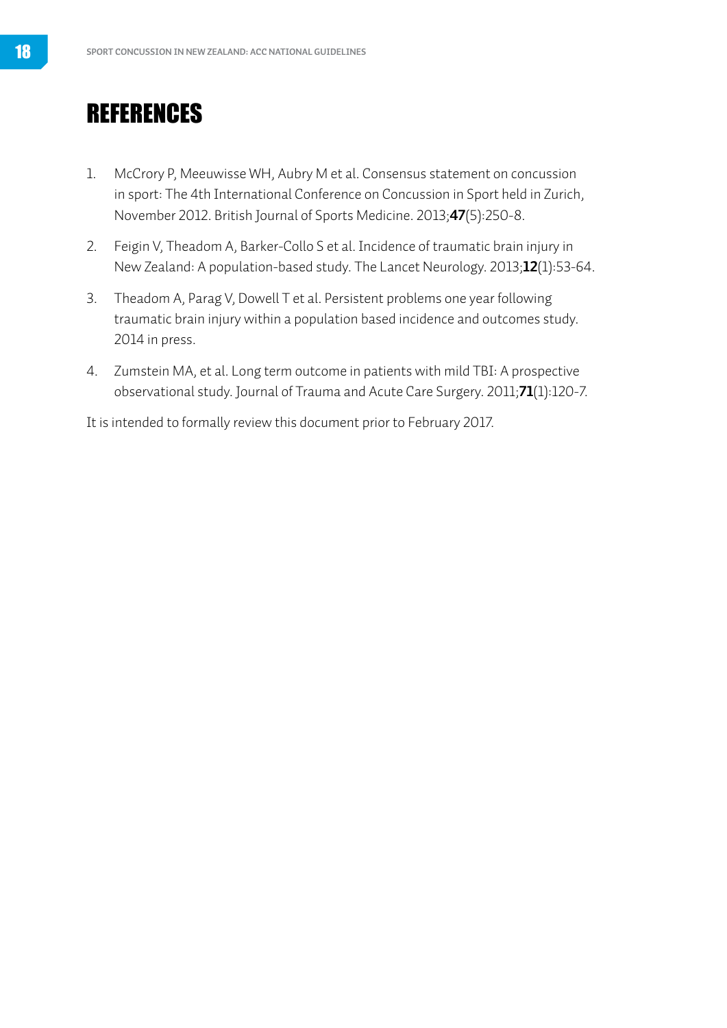# REFERENCES

1. McCrory P, Meeuwisse WH, Aubry M et al. Consensus statement on concussion in sport: The 4th International Conference on Concussion in Sport held in Zurich, November 2012. British Journal of Sports Medicine. 2013;**47**(5):250-8.

2. Feigin V, Theadom A, Barker-Collo S et al. Incidence of traumatic brain injury in New Zealand: A population-based study. The Lancet Neurology. 2013;**12**(1):53-64.

3. Theadom A, Parag V, Dowell T et al. Persistent problems one year following traumatic brain injury within a population based incidence and outcomes study. 2014 in press.

4. Zumstein MA, et al. Long term outcome in patients with mild TBI: A prospective observational study. Journal of Trauma and Acute Care Surgery. 2011;**71**(1):120-7.

It is intended to formally review this document prior to February 2017.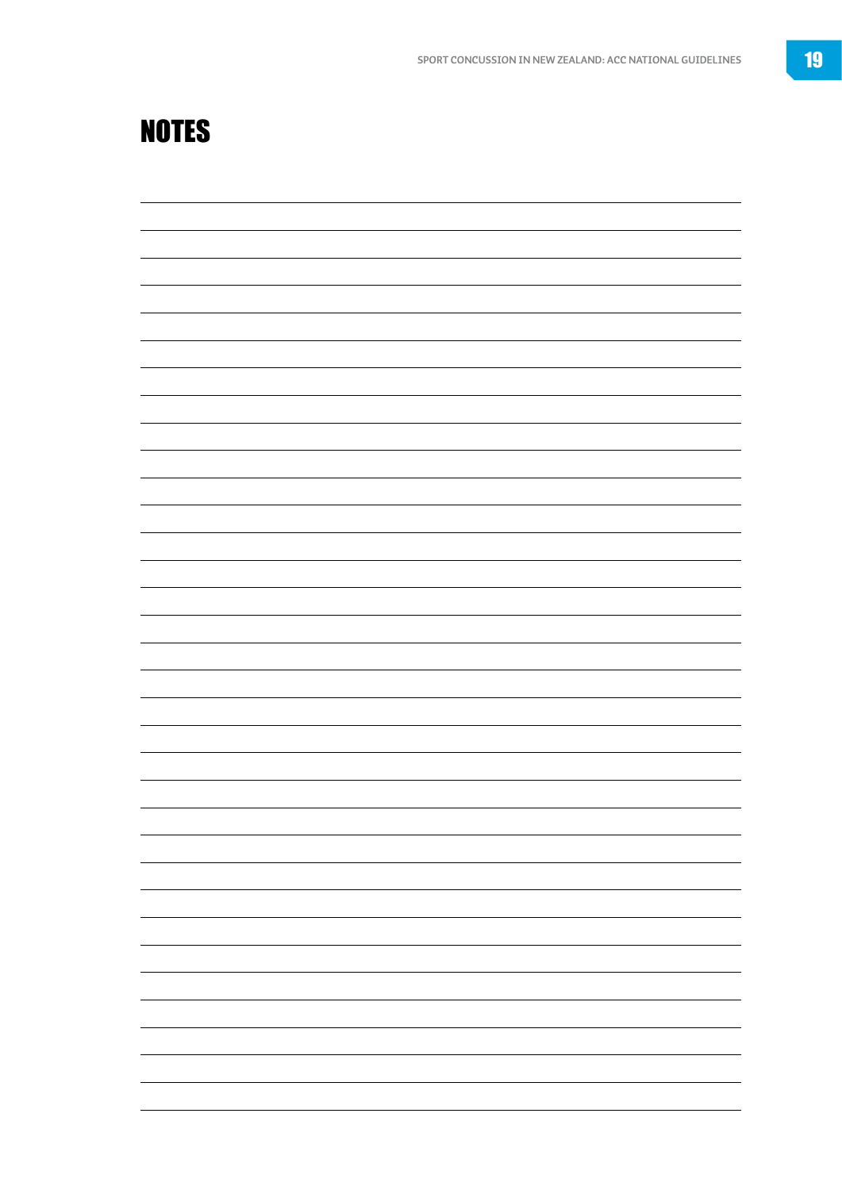# NOTES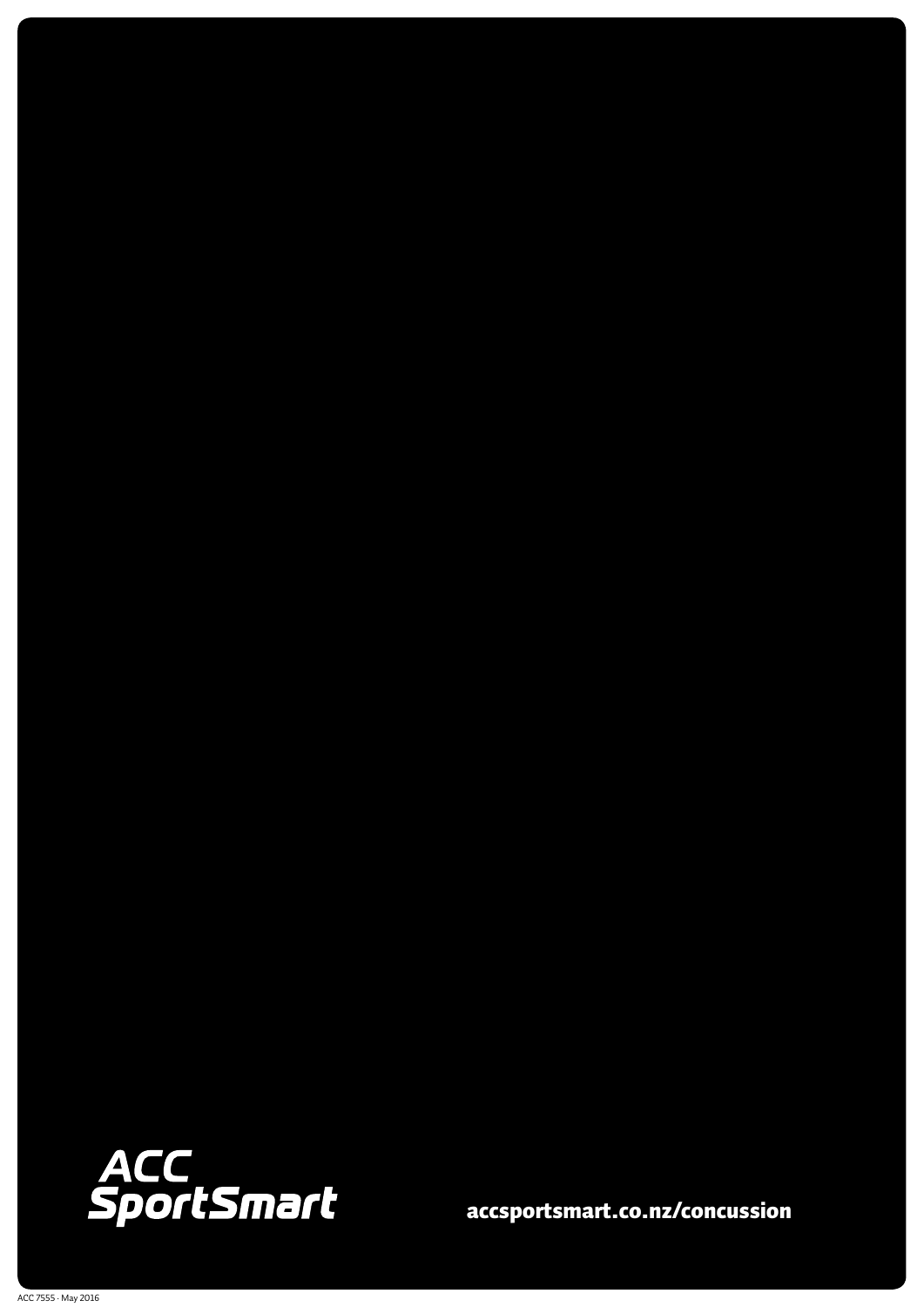ACC SportSmart

accsportsmart.co.nz/concussion

ACC 7555 · May 2016